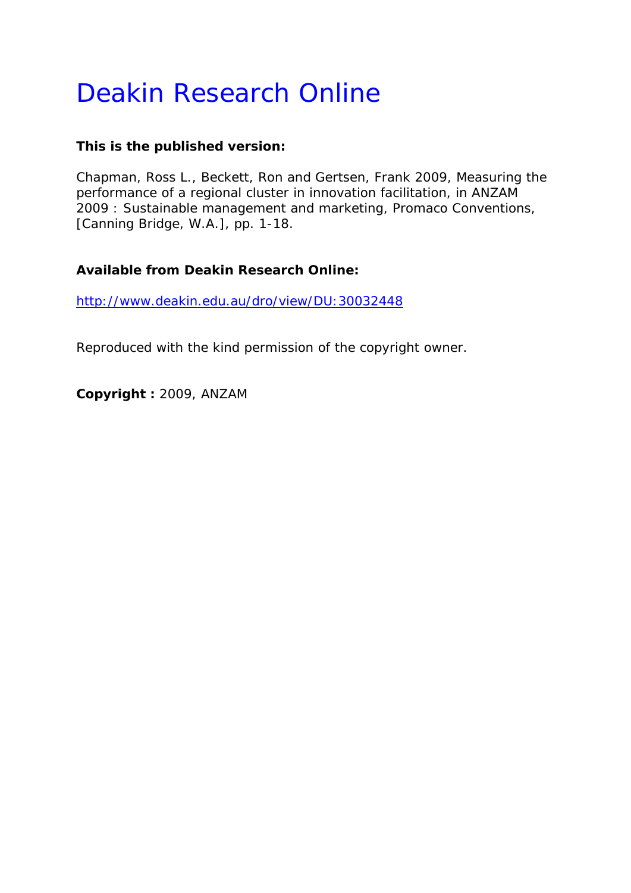# Deakin Research Online

**This is the published version:**

Chapman, Ross L., Beckett, Ron and Gertsen, Frank 2009, Measuring the performance of a regional cluster in innovation facilitation, in ANZAM 2009 : Sustainable management and marketing, Promaco Conventions, [Canning Bridge, W.A.], pp. 1-18.

**Available from Deakin Research Online:**

http://www.deakin.edu.au/dro/view/DU:30032448

Reproduced with the kind permission of the copyright owner.

**Copyright :** 2009, ANZAM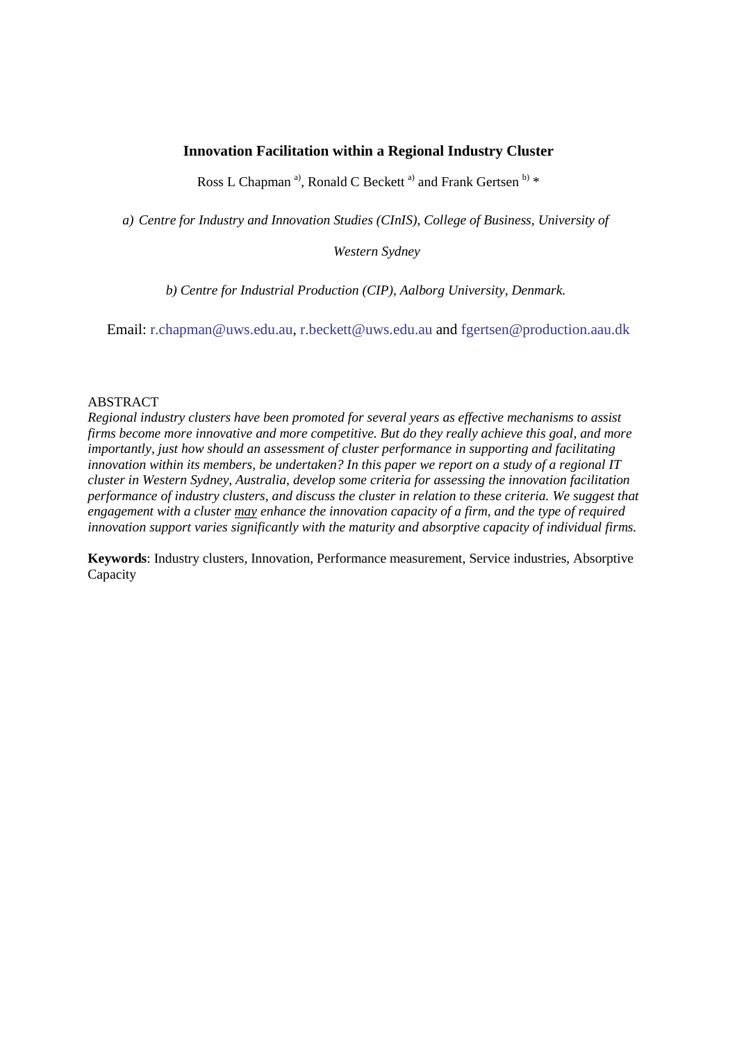**Innovation Facilitation within a Regional Industry Cluster**

Ross L Chapman [a)], Ronald C Beckett [a)] and Frank Gertsen [b)] *

*a) Centre for Industry and Innovation Studies (CInIS), College of Business, University of Western Sydney*

*b) Centre for Industrial Production (CIP), Aalborg University, Denmark.*

Email: r.chapman@uws.edu.au, r.beckett@uws.edu.au and fgertsen@production.aau.dk

ABSTRACT

*Regional industry clusters have been promoted for several years as effective mechanisms to assist firms become more innovative and more competitive. But do they really achieve this goal, and more importantly, just how should an assessment of cluster performance in supporting and facilitating innovation within its members, be undertaken? In this paper we report on a study of a regional IT cluster in Western Sydney, Australia, develop some criteria for assessing the innovation facilitation performance of industry clusters, and discuss the cluster in relation to these criteria. We suggest that engagement with a cluster <u>may</u> enhance the innovation capacity of a firm, and the type of required innovation support varies significantly with the maturity and absorptive capacity of individual firms.*

**Keywords**: Industry clusters, Innovation, Performance measurement, Service industries, Absorptive Capacity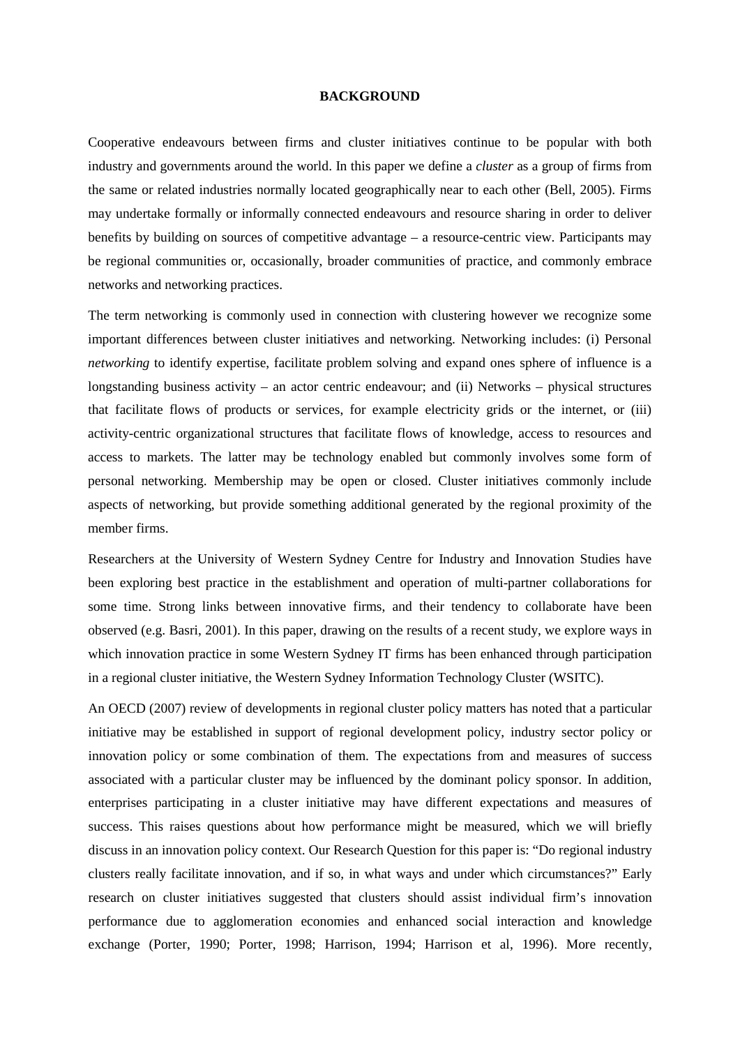# BACKGROUND

Cooperative endeavours between firms and cluster initiatives continue to be popular with both industry and governments around the world. In this paper we define a *cluster* as a group of firms from the same or related industries normally located geographically near to each other (Bell, 2005). Firms may undertake formally or informally connected endeavours and resource sharing in order to deliver benefits by building on sources of competitive advantage – a resource-centric view. Participants may be regional communities or, occasionally, broader communities of practice, and commonly embrace networks and networking practices.

The term networking is commonly used in connection with clustering however we recognize some important differences between cluster initiatives and networking. Networking includes: (i) Personal *networking* to identify expertise, facilitate problem solving and expand ones sphere of influence is a longstanding business activity – an actor centric endeavour; and (ii) Networks – physical structures that facilitate flows of products or services, for example electricity grids or the internet, or (iii) activity-centric organizational structures that facilitate flows of knowledge, access to resources and access to markets. The latter may be technology enabled but commonly involves some form of personal networking. Membership may be open or closed. Cluster initiatives commonly include aspects of networking, but provide something additional generated by the regional proximity of the member firms.

Researchers at the University of Western Sydney Centre for Industry and Innovation Studies have been exploring best practice in the establishment and operation of multi-partner collaborations for some time. Strong links between innovative firms, and their tendency to collaborate have been observed (e.g. Basri, 2001). In this paper, drawing on the results of a recent study, we explore ways in which innovation practice in some Western Sydney IT firms has been enhanced through participation in a regional cluster initiative, the Western Sydney Information Technology Cluster (WSITC).

An OECD (2007) review of developments in regional cluster policy matters has noted that a particular initiative may be established in support of regional development policy, industry sector policy or innovation policy or some combination of them. The expectations from and measures of success associated with a particular cluster may be influenced by the dominant policy sponsor. In addition, enterprises participating in a cluster initiative may have different expectations and measures of success. This raises questions about how performance might be measured, which we will briefly discuss in an innovation policy context. Our Research Question for this paper is: "Do regional industry clusters really facilitate innovation, and if so, in what ways and under which circumstances?" Early research on cluster initiatives suggested that clusters should assist individual firm's innovation performance due to agglomeration economies and enhanced social interaction and knowledge exchange (Porter, 1990; Porter, 1998; Harrison, 1994; Harrison et al, 1996). More recently,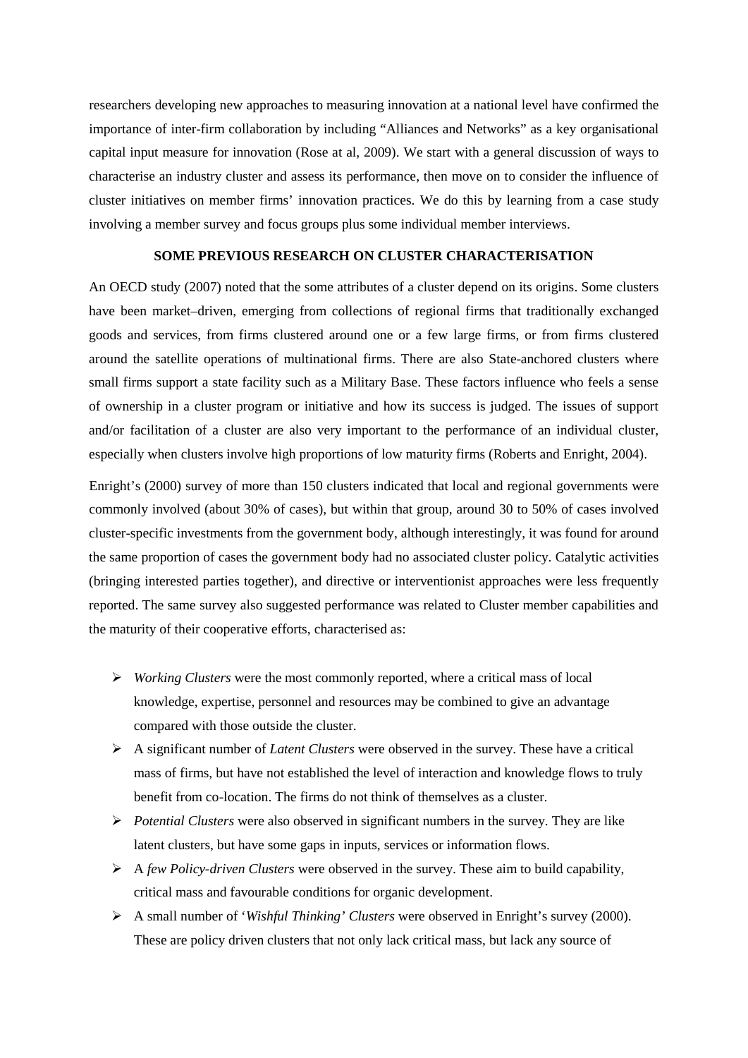researchers developing new approaches to measuring innovation at a national level have confirmed the importance of inter-firm collaboration by including "Alliances and Networks" as a key organisational capital input measure for innovation (Rose at al, 2009). We start with a general discussion of ways to characterise an industry cluster and assess its performance, then move on to consider the influence of cluster initiatives on member firms' innovation practices. We do this by learning from a case study involving a member survey and focus groups plus some individual member interviews.

## SOME PREVIOUS RESEARCH ON CLUSTER CHARACTERISATION

An OECD study (2007) noted that the some attributes of a cluster depend on its origins. Some clusters have been market–driven, emerging from collections of regional firms that traditionally exchanged goods and services, from firms clustered around one or a few large firms, or from firms clustered around the satellite operations of multinational firms. There are also State-anchored clusters where small firms support a state facility such as a Military Base. These factors influence who feels a sense of ownership in a cluster program or initiative and how its success is judged. The issues of support and/or facilitation of a cluster are also very important to the performance of an individual cluster, especially when clusters involve high proportions of low maturity firms (Roberts and Enright, 2004).

Enright's (2000) survey of more than 150 clusters indicated that local and regional governments were commonly involved (about 30% of cases), but within that group, around 30 to 50% of cases involved cluster-specific investments from the government body, although interestingly, it was found for around the same proportion of cases the government body had no associated cluster policy. Catalytic activities (bringing interested parties together), and directive or interventionist approaches were less frequently reported. The same survey also suggested performance was related to Cluster member capabilities and the maturity of their cooperative efforts, characterised as:

- *Working Clusters* were the most commonly reported, where a critical mass of local knowledge, expertise, personnel and resources may be combined to give an advantage compared with those outside the cluster.
- A significant number of *Latent Clusters* were observed in the survey. These have a critical mass of firms, but have not established the level of interaction and knowledge flows to truly benefit from co-location. The firms do not think of themselves as a cluster.
- *Potential Clusters* were also observed in significant numbers in the survey. They are like latent clusters, but have some gaps in inputs, services or information flows.
- A *few Policy-driven Clusters* were observed in the survey. These aim to build capability, critical mass and favourable conditions for organic development.
- A small number of '*Wishful Thinking' Clusters* were observed in Enright's survey (2000). These are policy driven clusters that not only lack critical mass, but lack any source of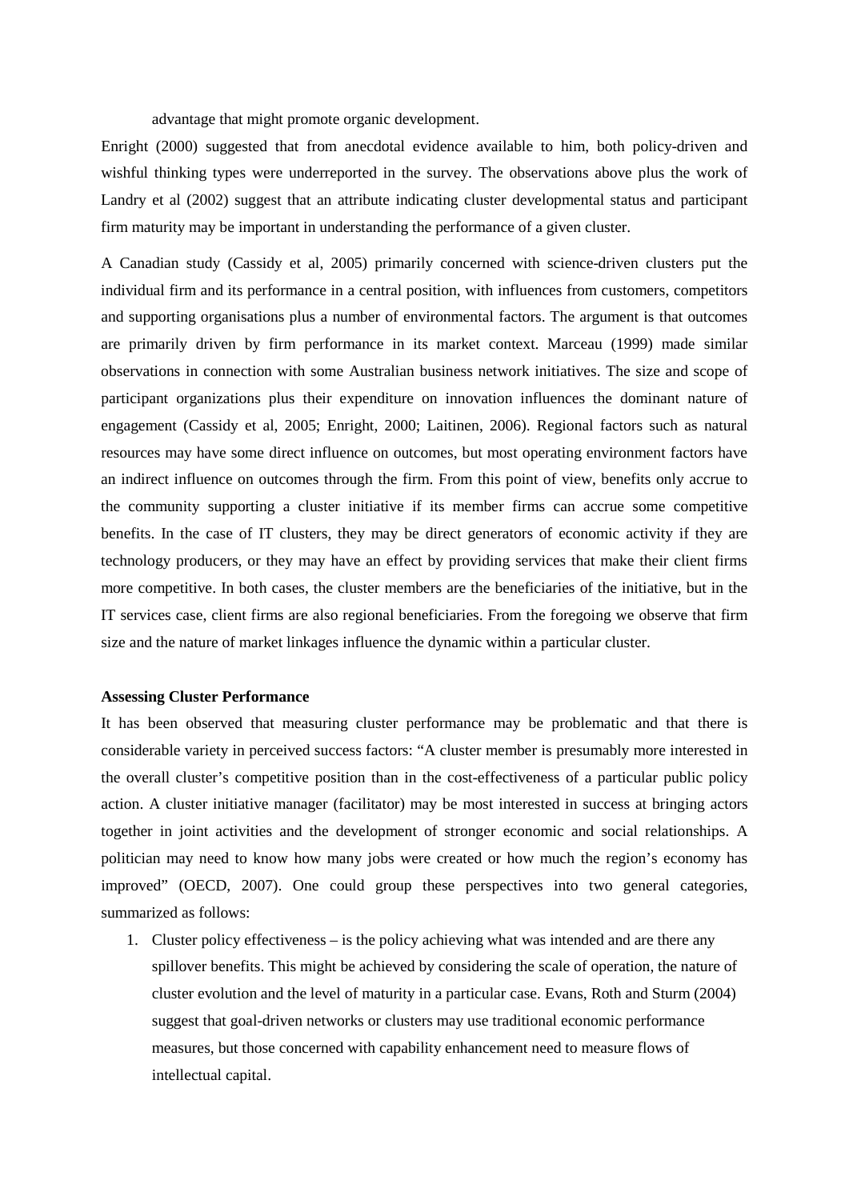advantage that might promote organic development.

Enright (2000) suggested that from anecdotal evidence available to him, both policy-driven and wishful thinking types were underreported in the survey. The observations above plus the work of Landry et al (2002) suggest that an attribute indicating cluster developmental status and participant firm maturity may be important in understanding the performance of a given cluster.

A Canadian study (Cassidy et al, 2005) primarily concerned with science-driven clusters put the individual firm and its performance in a central position, with influences from customers, competitors and supporting organisations plus a number of environmental factors. The argument is that outcomes are primarily driven by firm performance in its market context. Marceau (1999) made similar observations in connection with some Australian business network initiatives. The size and scope of participant organizations plus their expenditure on innovation influences the dominant nature of engagement (Cassidy et al, 2005; Enright, 2000; Laitinen, 2006). Regional factors such as natural resources may have some direct influence on outcomes, but most operating environment factors have an indirect influence on outcomes through the firm. From this point of view, benefits only accrue to the community supporting a cluster initiative if its member firms can accrue some competitive benefits. In the case of IT clusters, they may be direct generators of economic activity if they are technology producers, or they may have an effect by providing services that make their client firms more competitive. In both cases, the cluster members are the beneficiaries of the initiative, but in the IT services case, client firms are also regional beneficiaries. From the foregoing we observe that firm size and the nature of market linkages influence the dynamic within a particular cluster.

**Assessing Cluster Performance**

It has been observed that measuring cluster performance may be problematic and that there is considerable variety in perceived success factors: "A cluster member is presumably more interested in the overall cluster's competitive position than in the cost-effectiveness of a particular public policy action. A cluster initiative manager (facilitator) may be most interested in success at bringing actors together in joint activities and the development of stronger economic and social relationships. A politician may need to know how many jobs were created or how much the region's economy has improved" (OECD, 2007). One could group these perspectives into two general categories, summarized as follows:

1. Cluster policy effectiveness – is the policy achieving what was intended and are there any spillover benefits. This might be achieved by considering the scale of operation, the nature of cluster evolution and the level of maturity in a particular case. Evans, Roth and Sturm (2004) suggest that goal-driven networks or clusters may use traditional economic performance measures, but those concerned with capability enhancement need to measure flows of intellectual capital.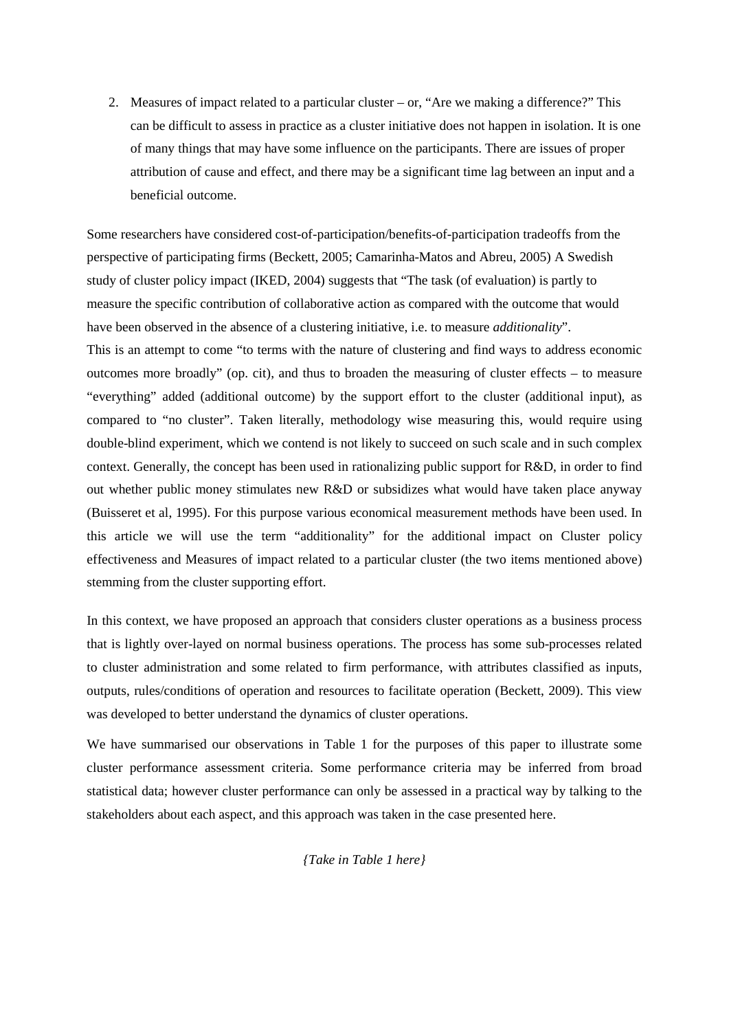2. Measures of impact related to a particular cluster – or, "Are we making a difference?" This can be difficult to assess in practice as a cluster initiative does not happen in isolation. It is one of many things that may have some influence on the participants. There are issues of proper attribution of cause and effect, and there may be a significant time lag between an input and a beneficial outcome.

Some researchers have considered cost-of-participation/benefits-of-participation tradeoffs from the perspective of participating firms (Beckett, 2005; Camarinha-Matos and Abreu, 2005) A Swedish study of cluster policy impact (IKED, 2004) suggests that "The task (of evaluation) is partly to measure the specific contribution of collaborative action as compared with the outcome that would have been observed in the absence of a clustering initiative, i.e. to measure *additionality*".
This is an attempt to come "to terms with the nature of clustering and find ways to address economic outcomes more broadly" (op. cit), and thus to broaden the measuring of cluster effects – to measure "everything" added (additional outcome) by the support effort to the cluster (additional input), as compared to "no cluster". Taken literally, methodology wise measuring this, would require using double-blind experiment, which we contend is not likely to succeed on such scale and in such complex context. Generally, the concept has been used in rationalizing public support for R&D, in order to find out whether public money stimulates new R&D or subsidizes what would have taken place anyway (Buisseret et al, 1995). For this purpose various economical measurement methods have been used. In this article we will use the term "additionality" for the additional impact on Cluster policy effectiveness and Measures of impact related to a particular cluster (the two items mentioned above) stemming from the cluster supporting effort.

In this context, we have proposed an approach that considers cluster operations as a business process that is lightly over-layed on normal business operations. The process has some sub-processes related to cluster administration and some related to firm performance, with attributes classified as inputs, outputs, rules/conditions of operation and resources to facilitate operation (Beckett, 2009). This view was developed to better understand the dynamics of cluster operations.

We have summarised our observations in Table 1 for the purposes of this paper to illustrate some cluster performance assessment criteria. Some performance criteria may be inferred from broad statistical data; however cluster performance can only be assessed in a practical way by talking to the stakeholders about each aspect, and this approach was taken in the case presented here.

*{Take in Table 1 here}*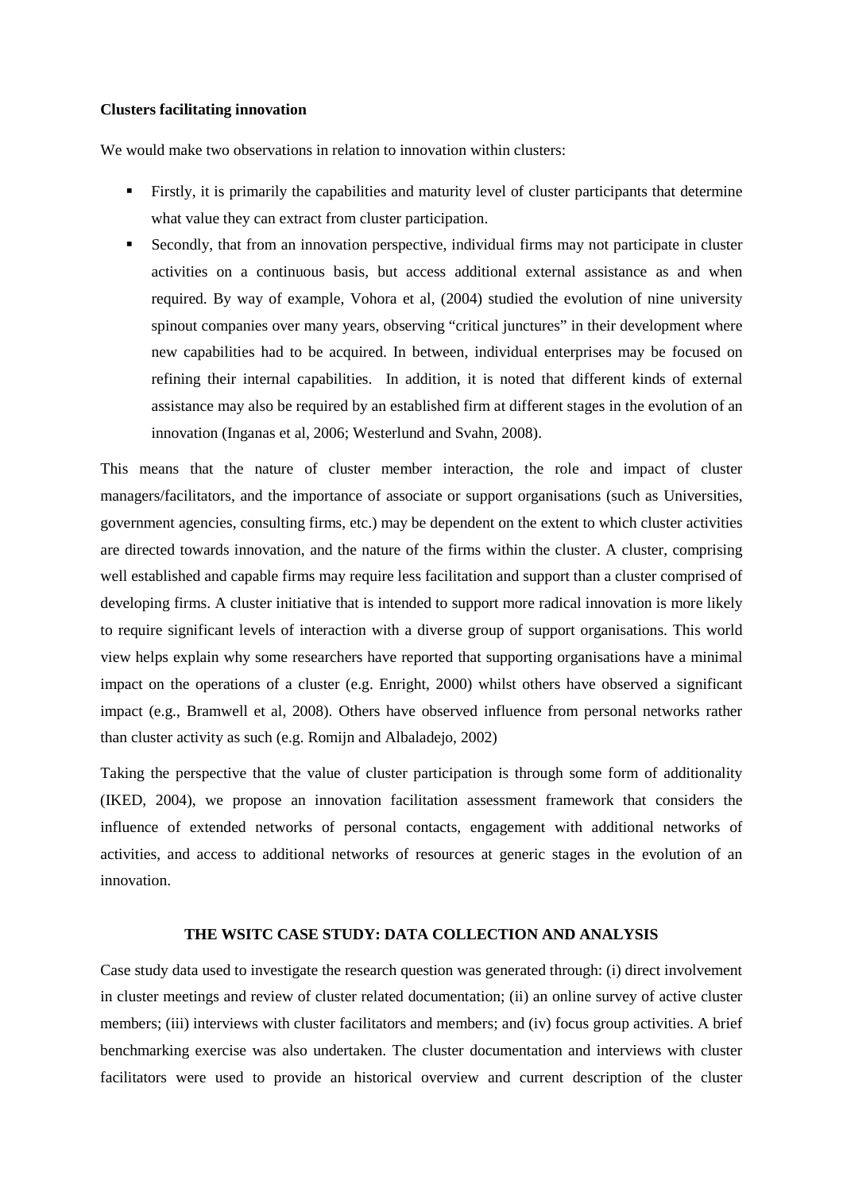**Clusters facilitating innovation**

We would make two observations in relation to innovation within clusters:

- Firstly, it is primarily the capabilities and maturity level of cluster participants that determine what value they can extract from cluster participation.
- Secondly, that from an innovation perspective, individual firms may not participate in cluster activities on a continuous basis, but access additional external assistance as and when required. By way of example, Vohora et al, (2004) studied the evolution of nine university spinout companies over many years, observing "critical junctures" in their development where new capabilities had to be acquired. In between, individual enterprises may be focused on refining their internal capabilities. In addition, it is noted that different kinds of external assistance may also be required by an established firm at different stages in the evolution of an innovation (Inganas et al, 2006; Westerlund and Svahn, 2008).

This means that the nature of cluster member interaction, the role and impact of cluster managers/facilitators, and the importance of associate or support organisations (such as Universities, government agencies, consulting firms, etc.) may be dependent on the extent to which cluster activities are directed towards innovation, and the nature of the firms within the cluster. A cluster, comprising well established and capable firms may require less facilitation and support than a cluster comprised of developing firms. A cluster initiative that is intended to support more radical innovation is more likely to require significant levels of interaction with a diverse group of support organisations. This world view helps explain why some researchers have reported that supporting organisations have a minimal impact on the operations of a cluster (e.g. Enright, 2000) whilst others have observed a significant impact (e.g., Bramwell et al, 2008). Others have observed influence from personal networks rather than cluster activity as such (e.g. Romijn and Albaladejo, 2002)

Taking the perspective that the value of cluster participation is through some form of additionality (IKED, 2004), we propose an innovation facilitation assessment framework that considers the influence of extended networks of personal contacts, engagement with additional networks of activities, and access to additional networks of resources at generic stages in the evolution of an innovation.

## THE WSITC CASE STUDY: DATA COLLECTION AND ANALYSIS

Case study data used to investigate the research question was generated through: (i) direct involvement in cluster meetings and review of cluster related documentation; (ii) an online survey of active cluster members; (iii) interviews with cluster facilitators and members; and (iv) focus group activities. A brief benchmarking exercise was also undertaken. The cluster documentation and interviews with cluster facilitators were used to provide an historical overview and current description of the cluster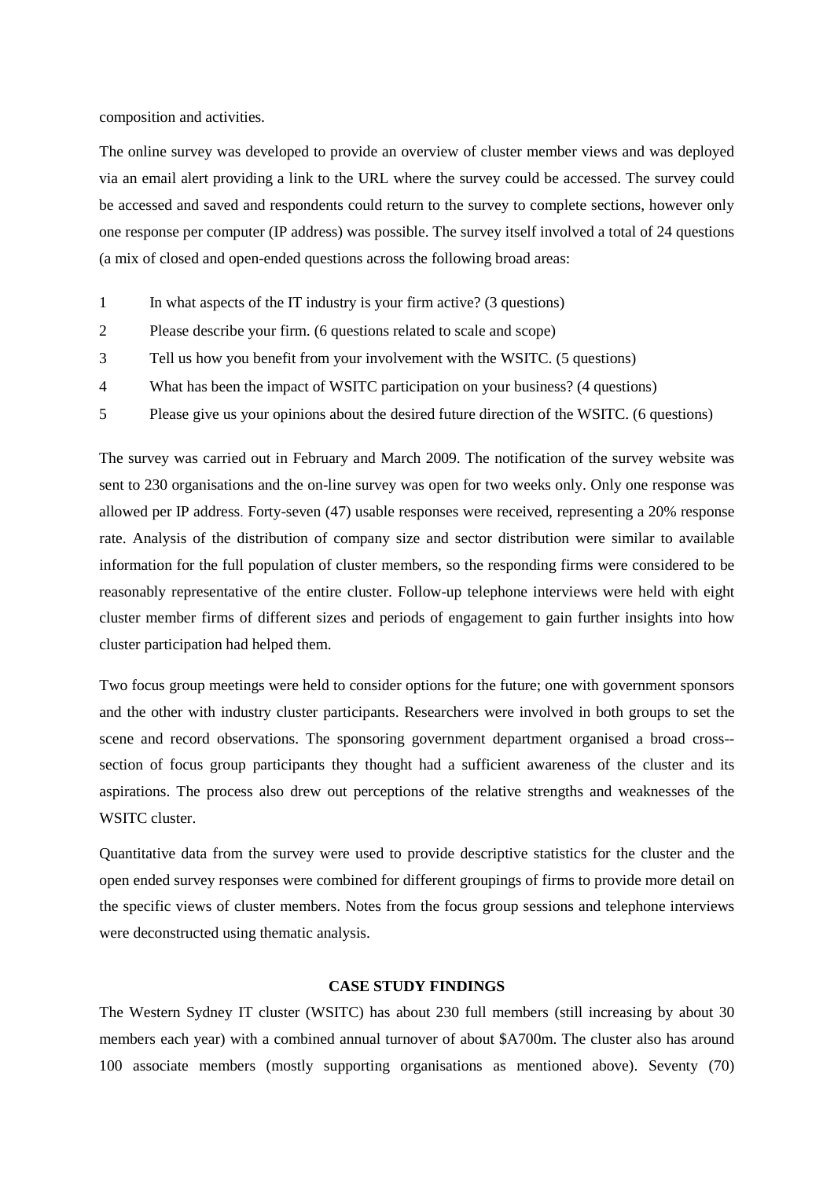composition and activities.

The online survey was developed to provide an overview of cluster member views and was deployed via an email alert providing a link to the URL where the survey could be accessed. The survey could be accessed and saved and respondents could return to the survey to complete sections, however only one response per computer (IP address) was possible. The survey itself involved a total of 24 questions (a mix of closed and open-ended questions across the following broad areas:

1. In what aspects of the IT industry is your firm active? (3 questions)
2. Please describe your firm. (6 questions related to scale and scope)
3. Tell us how you benefit from your involvement with the WSITC. (5 questions)
4. What has been the impact of WSITC participation on your business? (4 questions)
5. Please give us your opinions about the desired future direction of the WSITC. (6 questions)

The survey was carried out in February and March 2009. The notification of the survey website was sent to 230 organisations and the on-line survey was open for two weeks only. Only one response was allowed per IP address. Forty-seven (47) usable responses were received, representing a 20% response rate. Analysis of the distribution of company size and sector distribution were similar to available information for the full population of cluster members, so the responding firms were considered to be reasonably representative of the entire cluster. Follow-up telephone interviews were held with eight cluster member firms of different sizes and periods of engagement to gain further insights into how cluster participation had helped them.

Two focus group meetings were held to consider options for the future; one with government sponsors and the other with industry cluster participants. Researchers were involved in both groups to set the scene and record observations. The sponsoring government department organised a broad cross--section of focus group participants they thought had a sufficient awareness of the cluster and its aspirations. The process also drew out perceptions of the relative strengths and weaknesses of the WSITC cluster.

Quantitative data from the survey were used to provide descriptive statistics for the cluster and the open ended survey responses were combined for different groupings of firms to provide more detail on the specific views of cluster members. Notes from the focus group sessions and telephone interviews were deconstructed using thematic analysis.

## CASE STUDY FINDINGS

The Western Sydney IT cluster (WSITC) has about 230 full members (still increasing by about 30 members each year) with a combined annual turnover of about $A700m. The cluster also has around 100 associate members (mostly supporting organisations as mentioned above). Seventy (70)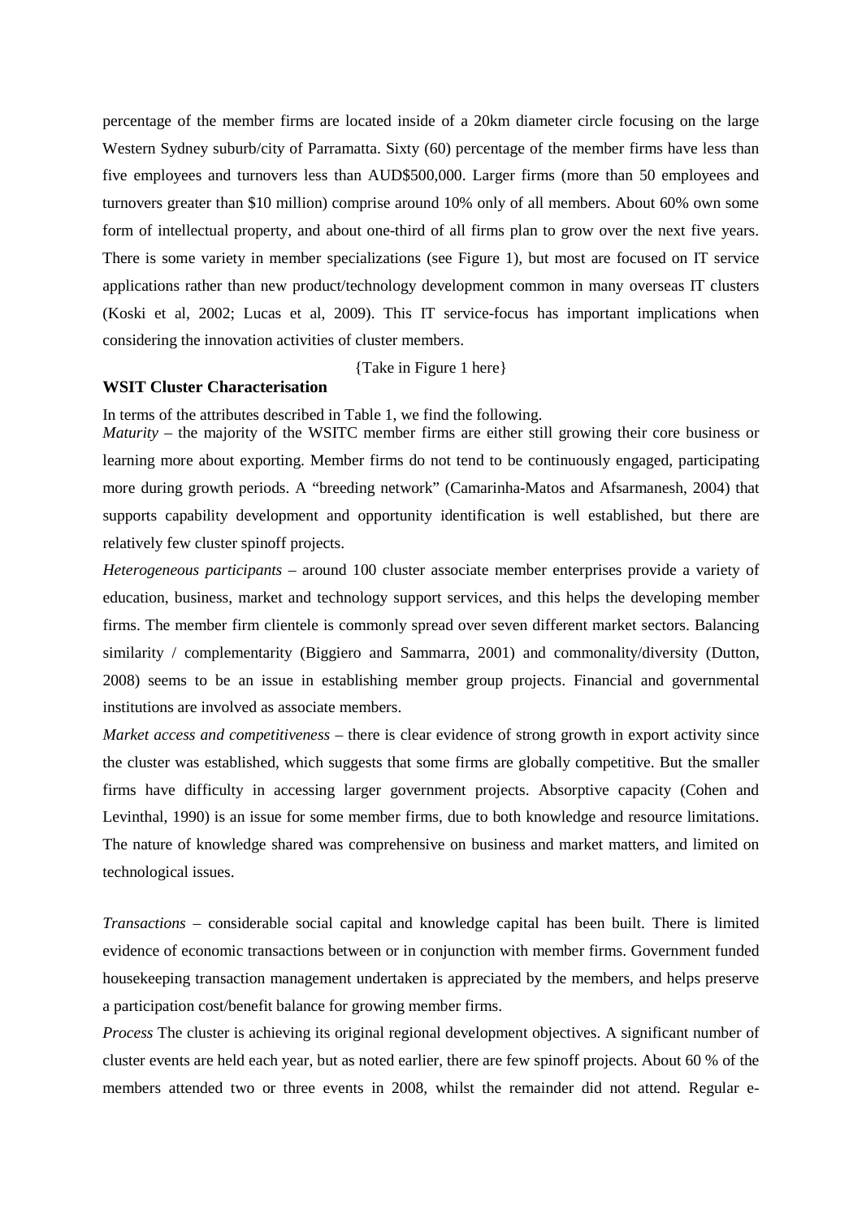percentage of the member firms are located inside of a 20km diameter circle focusing on the large Western Sydney suburb/city of Parramatta. Sixty (60) percentage of the member firms have less than five employees and turnovers less than AUD$500,000. Larger firms (more than 50 employees and turnovers greater than $10 million) comprise around 10% only of all members. About 60% own some form of intellectual property, and about one-third of all firms plan to grow over the next five years. There is some variety in member specializations (see Figure 1), but most are focused on IT service applications rather than new product/technology development common in many overseas IT clusters (Koski et al, 2002; Lucas et al, 2009). This IT service-focus has important implications when considering the innovation activities of cluster members.

{Take in Figure 1 here}

**WSIT Cluster Characterisation**

In terms of the attributes described in Table 1, we find the following.

*Maturity* – the majority of the WSITC member firms are either still growing their core business or learning more about exporting. Member firms do not tend to be continuously engaged, participating more during growth periods. A "breeding network" (Camarinha-Matos and Afsarmanesh, 2004) that supports capability development and opportunity identification is well established, but there are relatively few cluster spinoff projects.

*Heterogeneous participants* – around 100 cluster associate member enterprises provide a variety of education, business, market and technology support services, and this helps the developing member firms. The member firm clientele is commonly spread over seven different market sectors. Balancing similarity / complementarity (Biggiero and Sammarra, 2001) and commonality/diversity (Dutton, 2008) seems to be an issue in establishing member group projects. Financial and governmental institutions are involved as associate members.

*Market access and competitiveness* – there is clear evidence of strong growth in export activity since the cluster was established, which suggests that some firms are globally competitive. But the smaller firms have difficulty in accessing larger government projects. Absorptive capacity (Cohen and Levinthal, 1990) is an issue for some member firms, due to both knowledge and resource limitations. The nature of knowledge shared was comprehensive on business and market matters, and limited on technological issues.

*Transactions* – considerable social capital and knowledge capital has been built. There is limited evidence of economic transactions between or in conjunction with member firms. Government funded housekeeping transaction management undertaken is appreciated by the members, and helps preserve a participation cost/benefit balance for growing member firms.

*Process* The cluster is achieving its original regional development objectives. A significant number of cluster events are held each year, but as noted earlier, there are few spinoff projects. About 60 % of the members attended two or three events in 2008, whilst the remainder did not attend. Regular e-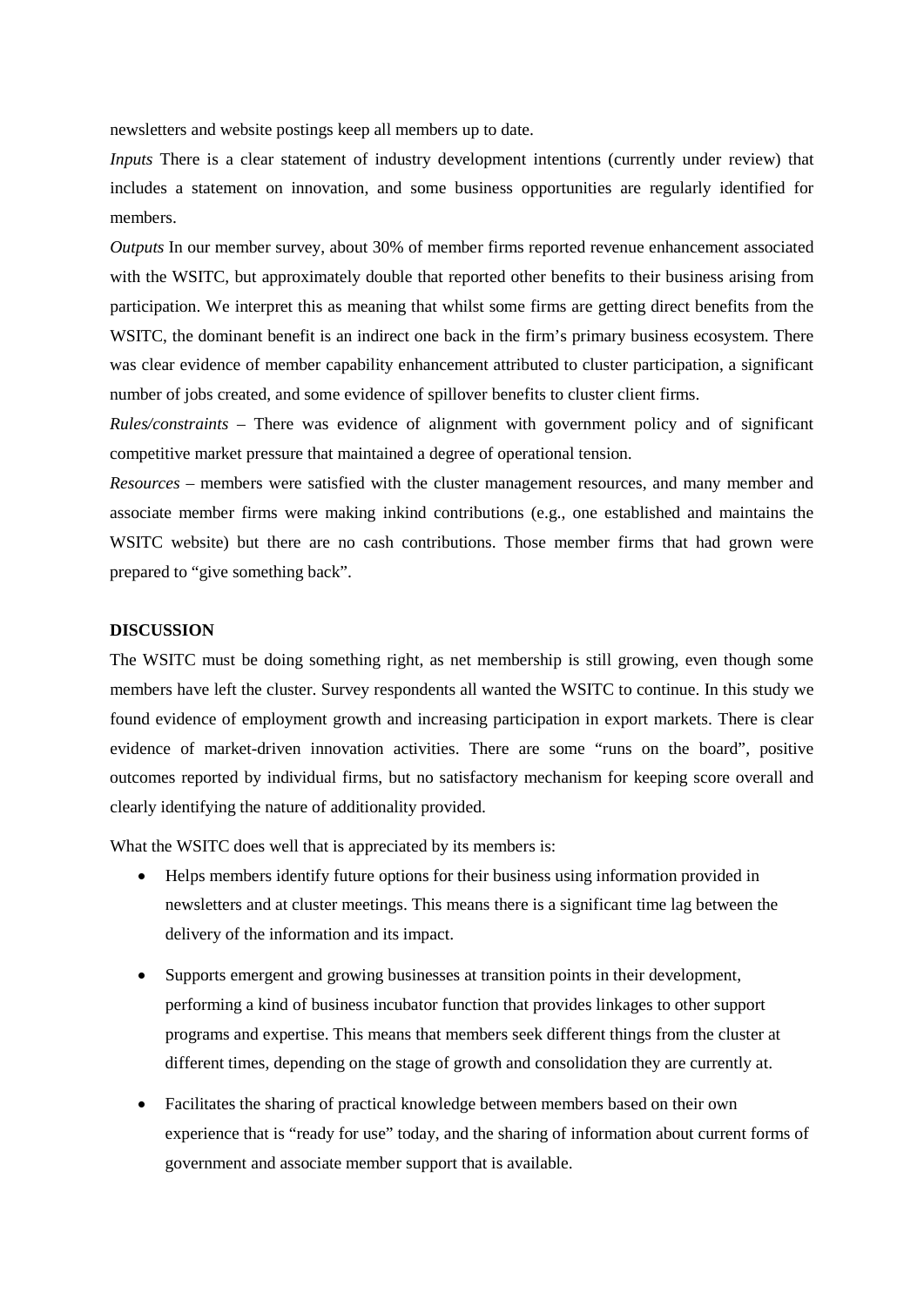newsletters and website postings keep all members up to date.

*Inputs* There is a clear statement of industry development intentions (currently under review) that includes a statement on innovation, and some business opportunities are regularly identified for members.

*Outputs* In our member survey, about 30% of member firms reported revenue enhancement associated with the WSITC, but approximately double that reported other benefits to their business arising from participation. We interpret this as meaning that whilst some firms are getting direct benefits from the WSITC, the dominant benefit is an indirect one back in the firm's primary business ecosystem. There was clear evidence of member capability enhancement attributed to cluster participation, a significant number of jobs created, and some evidence of spillover benefits to cluster client firms.

*Rules/constraints* – There was evidence of alignment with government policy and of significant competitive market pressure that maintained a degree of operational tension.

*Resources* – members were satisfied with the cluster management resources, and many member and associate member firms were making inkind contributions (e.g., one established and maintains the WSITC website) but there are no cash contributions. Those member firms that had grown were prepared to "give something back".

## DISCUSSION

The WSITC must be doing something right, as net membership is still growing, even though some members have left the cluster. Survey respondents all wanted the WSITC to continue. In this study we found evidence of employment growth and increasing participation in export markets. There is clear evidence of market-driven innovation activities. There are some "runs on the board", positive outcomes reported by individual firms, but no satisfactory mechanism for keeping score overall and clearly identifying the nature of additionality provided.

What the WSITC does well that is appreciated by its members is:

- Helps members identify future options for their business using information provided in newsletters and at cluster meetings. This means there is a significant time lag between the delivery of the information and its impact.
- Supports emergent and growing businesses at transition points in their development, performing a kind of business incubator function that provides linkages to other support programs and expertise. This means that members seek different things from the cluster at different times, depending on the stage of growth and consolidation they are currently at.
- Facilitates the sharing of practical knowledge between members based on their own experience that is "ready for use" today, and the sharing of information about current forms of government and associate member support that is available.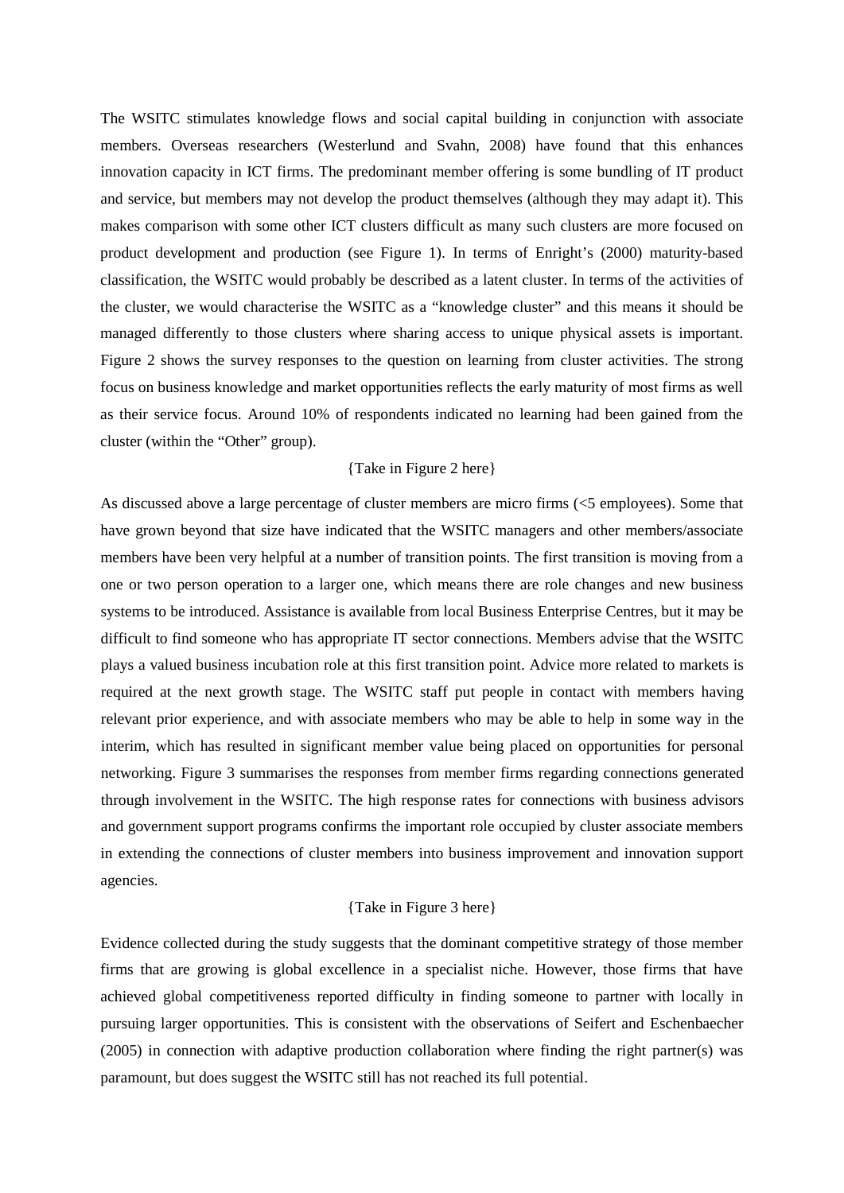The WSITC stimulates knowledge flows and social capital building in conjunction with associate members. Overseas researchers (Westerlund and Svahn, 2008) have found that this enhances innovation capacity in ICT firms. The predominant member offering is some bundling of IT product and service, but members may not develop the product themselves (although they may adapt it). This makes comparison with some other ICT clusters difficult as many such clusters are more focused on product development and production (see Figure 1). In terms of Enright's (2000) maturity-based classification, the WSITC would probably be described as a latent cluster. In terms of the activities of the cluster, we would characterise the WSITC as a "knowledge cluster" and this means it should be managed differently to those clusters where sharing access to unique physical assets is important. Figure 2 shows the survey responses to the question on learning from cluster activities. The strong focus on business knowledge and market opportunities reflects the early maturity of most firms as well as their service focus. Around 10% of respondents indicated no learning had been gained from the cluster (within the "Other" group).

{Take in Figure 2 here}

As discussed above a large percentage of cluster members are micro firms (<5 employees). Some that have grown beyond that size have indicated that the WSITC managers and other members/associate members have been very helpful at a number of transition points. The first transition is moving from a one or two person operation to a larger one, which means there are role changes and new business systems to be introduced. Assistance is available from local Business Enterprise Centres, but it may be difficult to find someone who has appropriate IT sector connections. Members advise that the WSITC plays a valued business incubation role at this first transition point. Advice more related to markets is required at the next growth stage. The WSITC staff put people in contact with members having relevant prior experience, and with associate members who may be able to help in some way in the interim, which has resulted in significant member value being placed on opportunities for personal networking. Figure 3 summarises the responses from member firms regarding connections generated through involvement in the WSITC. The high response rates for connections with business advisors and government support programs confirms the important role occupied by cluster associate members in extending the connections of cluster members into business improvement and innovation support agencies.

{Take in Figure 3 here}

Evidence collected during the study suggests that the dominant competitive strategy of those member firms that are growing is global excellence in a specialist niche. However, those firms that have achieved global competitiveness reported difficulty in finding someone to partner with locally in pursuing larger opportunities. This is consistent with the observations of Seifert and Eschenbaecher (2005) in connection with adaptive production collaboration where finding the right partner(s) was paramount, but does suggest the WSITC still has not reached its full potential.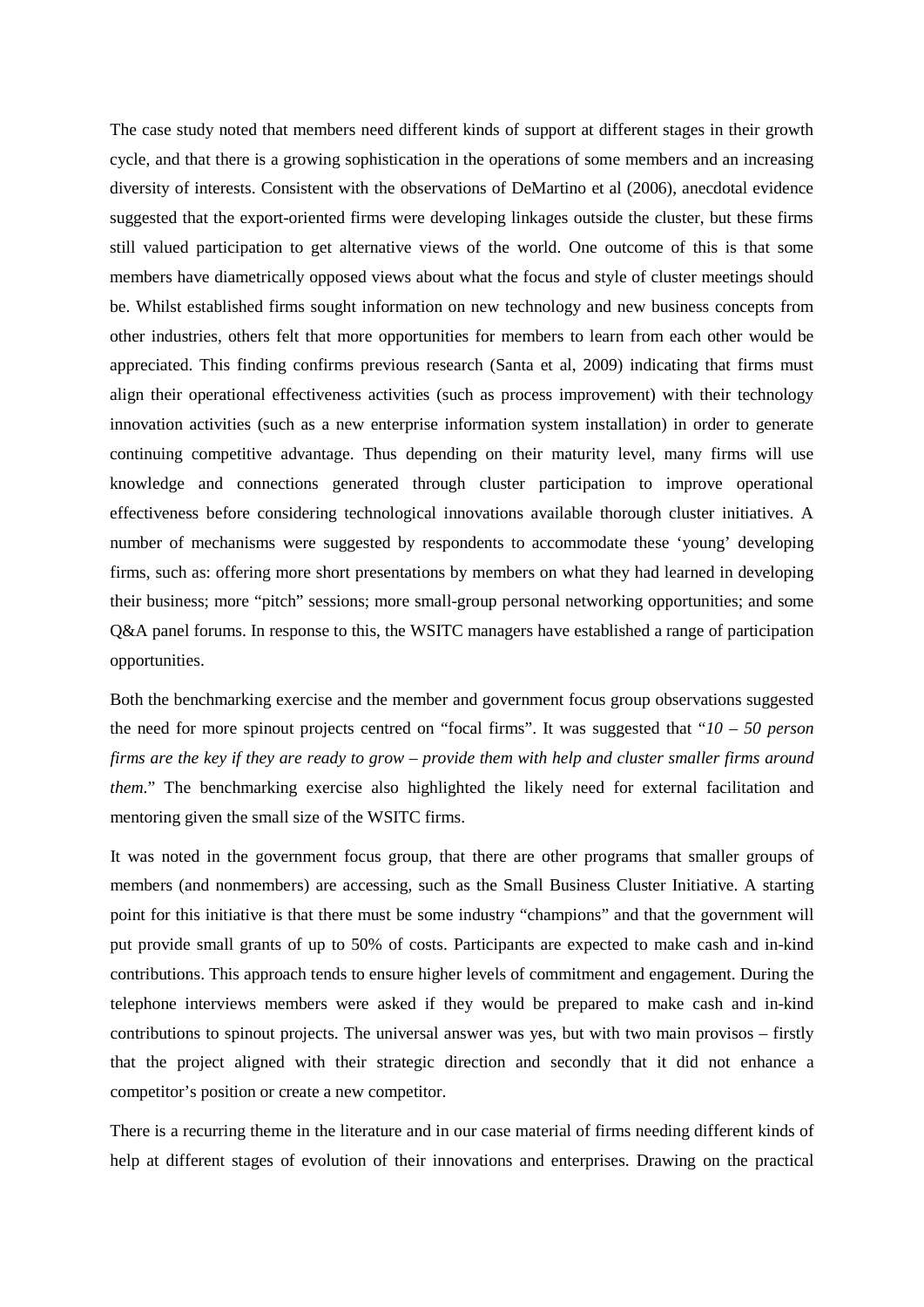The case study noted that members need different kinds of support at different stages in their growth cycle, and that there is a growing sophistication in the operations of some members and an increasing diversity of interests. Consistent with the observations of DeMartino et al (2006), anecdotal evidence suggested that the export-oriented firms were developing linkages outside the cluster, but these firms still valued participation to get alternative views of the world. One outcome of this is that some members have diametrically opposed views about what the focus and style of cluster meetings should be. Whilst established firms sought information on new technology and new business concepts from other industries, others felt that more opportunities for members to learn from each other would be appreciated. This finding confirms previous research (Santa et al, 2009) indicating that firms must align their operational effectiveness activities (such as process improvement) with their technology innovation activities (such as a new enterprise information system installation) in order to generate continuing competitive advantage. Thus depending on their maturity level, many firms will use knowledge and connections generated through cluster participation to improve operational effectiveness before considering technological innovations available thorough cluster initiatives. A number of mechanisms were suggested by respondents to accommodate these 'young' developing firms, such as: offering more short presentations by members on what they had learned in developing their business; more "pitch" sessions; more small-group personal networking opportunities; and some Q&A panel forums. In response to this, the WSITC managers have established a range of participation opportunities.

Both the benchmarking exercise and the member and government focus group observations suggested the need for more spinout projects centred on "focal firms". It was suggested that "*10 – 50 person firms are the key if they are ready to grow – provide them with help and cluster smaller firms around them*." The benchmarking exercise also highlighted the likely need for external facilitation and mentoring given the small size of the WSITC firms.

It was noted in the government focus group, that there are other programs that smaller groups of members (and nonmembers) are accessing, such as the Small Business Cluster Initiative. A starting point for this initiative is that there must be some industry "champions" and that the government will put provide small grants of up to 50% of costs. Participants are expected to make cash and in-kind contributions. This approach tends to ensure higher levels of commitment and engagement. During the telephone interviews members were asked if they would be prepared to make cash and in-kind contributions to spinout projects. The universal answer was yes, but with two main provisos – firstly that the project aligned with their strategic direction and secondly that it did not enhance a competitor's position or create a new competitor.

There is a recurring theme in the literature and in our case material of firms needing different kinds of help at different stages of evolution of their innovations and enterprises. Drawing on the practical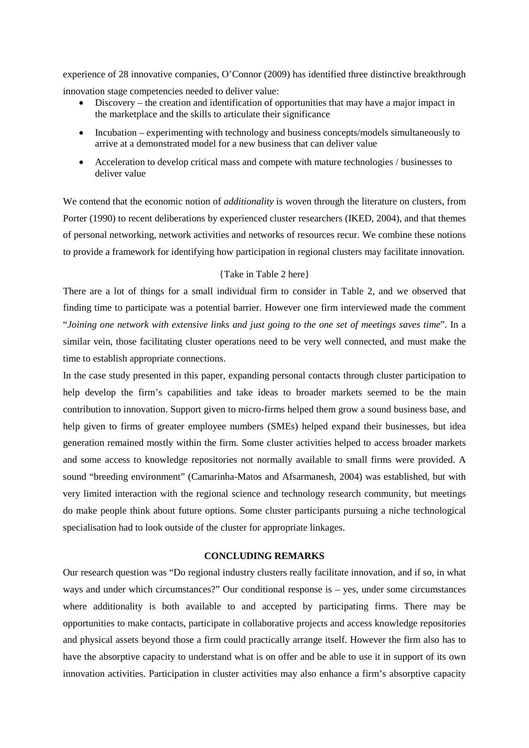experience of 28 innovative companies, O'Connor (2009) has identified three distinctive breakthrough innovation stage competencies needed to deliver value:

- Discovery – the creation and identification of opportunities that may have a major impact in the marketplace and the skills to articulate their significance
- Incubation – experimenting with technology and business concepts/models simultaneously to arrive at a demonstrated model for a new business that can deliver value
- Acceleration to develop critical mass and compete with mature technologies / businesses to deliver value

We contend that the economic notion of *additionality* is woven through the literature on clusters, from Porter (1990) to recent deliberations by experienced cluster researchers (IKED, 2004), and that themes of personal networking, network activities and networks of resources recur. We combine these notions to provide a framework for identifying how participation in regional clusters may facilitate innovation.

{Take in Table 2 here}

There are a lot of things for a small individual firm to consider in Table 2, and we observed that finding time to participate was a potential barrier. However one firm interviewed made the comment "*Joining one network with extensive links and just going to the one set of meetings saves time*". In a similar vein, those facilitating cluster operations need to be very well connected, and must make the time to establish appropriate connections.

In the case study presented in this paper, expanding personal contacts through cluster participation to help develop the firm's capabilities and take ideas to broader markets seemed to be the main contribution to innovation. Support given to micro-firms helped them grow a sound business base, and help given to firms of greater employee numbers (SMEs) helped expand their businesses, but idea generation remained mostly within the firm. Some cluster activities helped to access broader markets and some access to knowledge repositories not normally available to small firms were provided. A sound "breeding environment" (Camarinha-Matos and Afsarmanesh, 2004) was established, but with very limited interaction with the regional science and technology research community, but meetings do make people think about future options. Some cluster participants pursuing a niche technological specialisation had to look outside of the cluster for appropriate linkages.

## CONCLUDING REMARKS

Our research question was "Do regional industry clusters really facilitate innovation, and if so, in what ways and under which circumstances?" Our conditional response is – yes, under some circumstances where additionality is both available to and accepted by participating firms. There may be opportunities to make contacts, participate in collaborative projects and access knowledge repositories and physical assets beyond those a firm could practically arrange itself. However the firm also has to have the absorptive capacity to understand what is on offer and be able to use it in support of its own innovation activities. Participation in cluster activities may also enhance a firm's absorptive capacity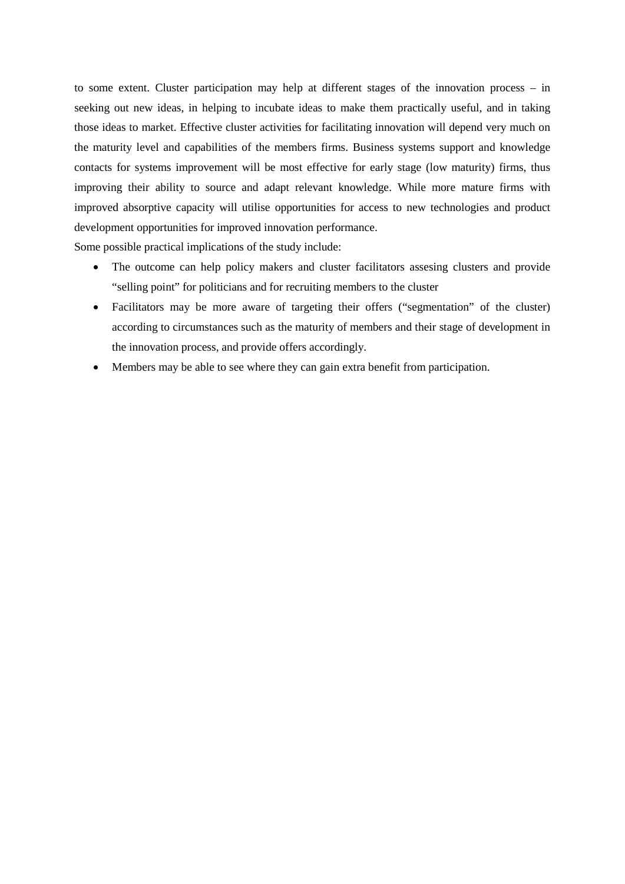to some extent. Cluster participation may help at different stages of the innovation process – in seeking out new ideas, in helping to incubate ideas to make them practically useful, and in taking those ideas to market. Effective cluster activities for facilitating innovation will depend very much on the maturity level and capabilities of the members firms. Business systems support and knowledge contacts for systems improvement will be most effective for early stage (low maturity) firms, thus improving their ability to source and adapt relevant knowledge. While more mature firms with improved absorptive capacity will utilise opportunities for access to new technologies and product development opportunities for improved innovation performance.

Some possible practical implications of the study include:

- The outcome can help policy makers and cluster facilitators assesing clusters and provide "selling point" for politicians and for recruiting members to the cluster
- Facilitators may be more aware of targeting their offers ("segmentation" of the cluster) according to circumstances such as the maturity of members and their stage of development in the innovation process, and provide offers accordingly.
- Members may be able to see where they can gain extra benefit from participation.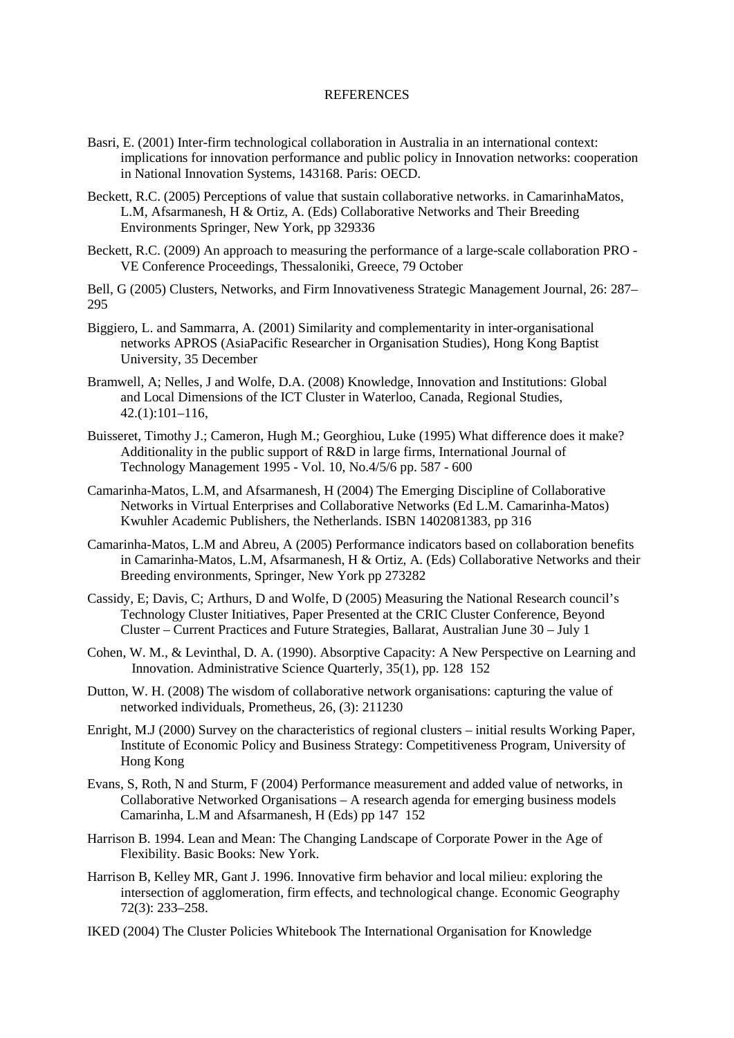REFERENCES

Basri, E. (2001) Inter-firm technological collaboration in Australia in an international context: implications for innovation performance and public policy in Innovation networks: cooperation in National Innovation Systems, 143168. Paris: OECD.

Beckett, R.C. (2005) Perceptions of value that sustain collaborative networks. in CamarinhaMatos, L.M, Afsarmanesh, H & Ortiz, A. (Eds) Collaborative Networks and Their Breeding Environments Springer, New York, pp 329336

Beckett, R.C. (2009) An approach to measuring the performance of a large-scale collaboration PRO - VE Conference Proceedings, Thessaloniki, Greece, 79 October

Bell, G (2005) Clusters, Networks, and Firm Innovativeness Strategic Management Journal, 26: 287–295

Biggiero, L. and Sammarra, A. (2001) Similarity and complementarity in inter-organisational networks APROS (AsiaPacific Researcher in Organisation Studies), Hong Kong Baptist University, 35 December

Bramwell, A; Nelles, J and Wolfe, D.A. (2008) Knowledge, Innovation and Institutions: Global and Local Dimensions of the ICT Cluster in Waterloo, Canada, Regional Studies, 42.(1):101–116,

Buisseret, Timothy J.; Cameron, Hugh M.; Georghiou, Luke (1995) What difference does it make? Additionality in the public support of R&D in large firms, International Journal of Technology Management 1995 - Vol. 10, No.4/5/6 pp. 587 - 600

Camarinha-Matos, L.M, and Afsarmanesh, H (2004) The Emerging Discipline of Collaborative Networks in Virtual Enterprises and Collaborative Networks (Ed L.M. Camarinha-Matos) Kwuhler Academic Publishers, the Netherlands. ISBN 1402081383, pp 316

Camarinha-Matos, L.M and Abreu, A (2005) Performance indicators based on collaboration benefits in Camarinha-Matos, L.M, Afsarmanesh, H & Ortiz, A. (Eds) Collaborative Networks and their Breeding environments, Springer, New York pp 273282

Cassidy, E; Davis, C; Arthurs, D and Wolfe, D (2005) Measuring the National Research council's Technology Cluster Initiatives, Paper Presented at the CRIC Cluster Conference, Beyond Cluster – Current Practices and Future Strategies, Ballarat, Australian June 30 – July 1

Cohen, W. M., & Levinthal, D. A. (1990). Absorptive Capacity: A New Perspective on Learning and Innovation. Administrative Science Quarterly, 35(1), pp. 128 152

Dutton, W. H. (2008) The wisdom of collaborative network organisations: capturing the value of networked individuals, Prometheus, 26, (3): 211230

Enright, M.J (2000) Survey on the characteristics of regional clusters – initial results Working Paper, Institute of Economic Policy and Business Strategy: Competitiveness Program, University of Hong Kong

Evans, S, Roth, N and Sturm, F (2004) Performance measurement and added value of networks, in Collaborative Networked Organisations – A research agenda for emerging business models Camarinha, L.M and Afsarmanesh, H (Eds) pp 147 152

Harrison B. 1994. Lean and Mean: The Changing Landscape of Corporate Power in the Age of Flexibility. Basic Books: New York.

Harrison B, Kelley MR, Gant J. 1996. Innovative firm behavior and local milieu: exploring the intersection of agglomeration, firm effects, and technological change. Economic Geography 72(3): 233–258.

IKED (2004) The Cluster Policies Whitebook The International Organisation for Knowledge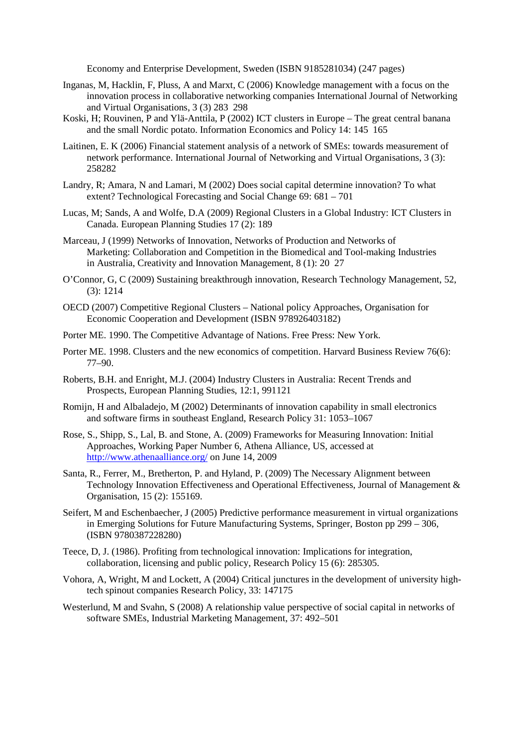Economy and Enterprise Development, Sweden (ISBN 9185281034) (247 pages)

Inganas, M, Hacklin, F, Pluss, A and Marxt, C (2006) Knowledge management with a focus on the innovation process in collaborative networking companies International Journal of Networking and Virtual Organisations, 3 (3) 283 298

Koski, H; Rouvinen, P and Ylä-Anttila, P (2002) ICT clusters in Europe – The great central banana and the small Nordic potato. Information Economics and Policy 14: 145 165

Laitinen, E. K (2006) Financial statement analysis of a network of SMEs: towards measurement of network performance. International Journal of Networking and Virtual Organisations, 3 (3): 258282

Landry, R; Amara, N and Lamari, M (2002) Does social capital determine innovation? To what extent? Technological Forecasting and Social Change 69: 681 – 701

Lucas, M; Sands, A and Wolfe, D.A (2009) Regional Clusters in a Global Industry: ICT Clusters in Canada. European Planning Studies 17 (2): 189

Marceau, J (1999) Networks of Innovation, Networks of Production and Networks of Marketing: Collaboration and Competition in the Biomedical and Tool-making Industries in Australia, Creativity and Innovation Management, 8 (1): 20 27

O'Connor, G, C (2009) Sustaining breakthrough innovation, Research Technology Management, 52, (3): 1214

OECD (2007) Competitive Regional Clusters – National policy Approaches, Organisation for Economic Cooperation and Development (ISBN 978926403182)

Porter ME. 1990. The Competitive Advantage of Nations. Free Press: New York.

Porter ME. 1998. Clusters and the new economics of competition. Harvard Business Review 76(6): 77–90.

Roberts, B.H. and Enright, M.J. (2004) Industry Clusters in Australia: Recent Trends and Prospects, European Planning Studies, 12:1, 991121

Romijn, H and Albaladejo, M (2002) Determinants of innovation capability in small electronics and software firms in southeast England, Research Policy 31: 1053–1067

Rose, S., Shipp, S., Lal, B. and Stone, A. (2009) Frameworks for Measuring Innovation: Initial Approaches, Working Paper Number 6, Athena Alliance, US, accessed at http://www.athenaalliance.org/ on June 14, 2009

Santa, R., Ferrer, M., Bretherton, P. and Hyland, P. (2009) The Necessary Alignment between Technology Innovation Effectiveness and Operational Effectiveness, Journal of Management & Organisation, 15 (2): 155169.

Seifert, M and Eschenbaecher, J (2005) Predictive performance measurement in virtual organizations in Emerging Solutions for Future Manufacturing Systems, Springer, Boston pp 299 – 306, (ISBN 9780387228280)

Teece, D, J. (1986). Profiting from technological innovation: Implications for integration, collaboration, licensing and public policy, Research Policy 15 (6): 285305.

Vohora, A, Wright, M and Lockett, A (2004) Critical junctures in the development of university high-tech spinout companies Research Policy, 33: 147175

Westerlund, M and Svahn, S (2008) A relationship value perspective of social capital in networks of software SMEs, Industrial Marketing Management, 37: 492–501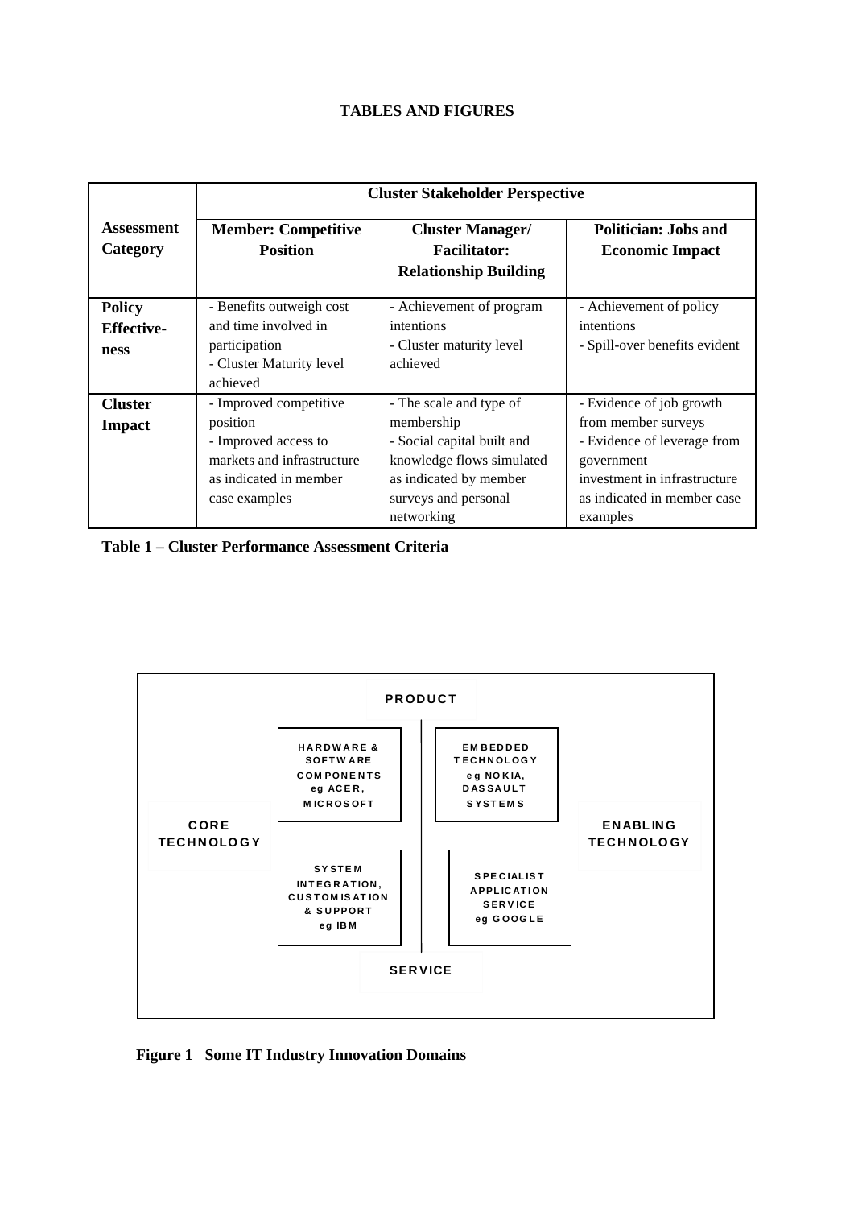**TABLES AND FIGURES**

| Assessment Category | Cluster Stakeholder Perspective | | |
|---|---|---|---|
| | **Member: Competitive Position** | **Cluster Manager/ Facilitator: Relationship Building** | **Politician: Jobs and Economic Impact** |
| **Policy Effective-ness** | - Benefits outweigh cost and time involved in participation<br>- Cluster Maturity level achieved | - Achievement of program intentions<br>- Cluster maturity level achieved | - Achievement of policy intentions<br>- Spill-over benefits evident |
| **Cluster Impact** | - Improved competitive position<br>- Improved access to markets and infrastructure as indicated in member case examples | - The scale and type of membership<br>- Social capital built and knowledge flows simulated as indicated by member surveys and personal networking | - Evidence of job growth from member surveys<br>- Evidence of leverage from government investment in infrastructure as indicated in member case examples |

**Table 1 – Cluster Performance Assessment Criteria**

PRODUCT

HARDWARE & SOFTWARE COMPONENTS eg ACER, MICROSOFT

EMBEDDED TECHNOLOGY eg NOKIA, DASSAULT SYSTEMS

CORE TECHNOLOGY

ENABLING TECHNOLOGY

SYSTEM INTEGRATION, CUSTOMISATION & SUPPORT eg IBM

SPECIALIST APPLICATION SERVICE eg GOOGLE

SERVICE

**Figure 1 Some IT Industry Innovation Domains**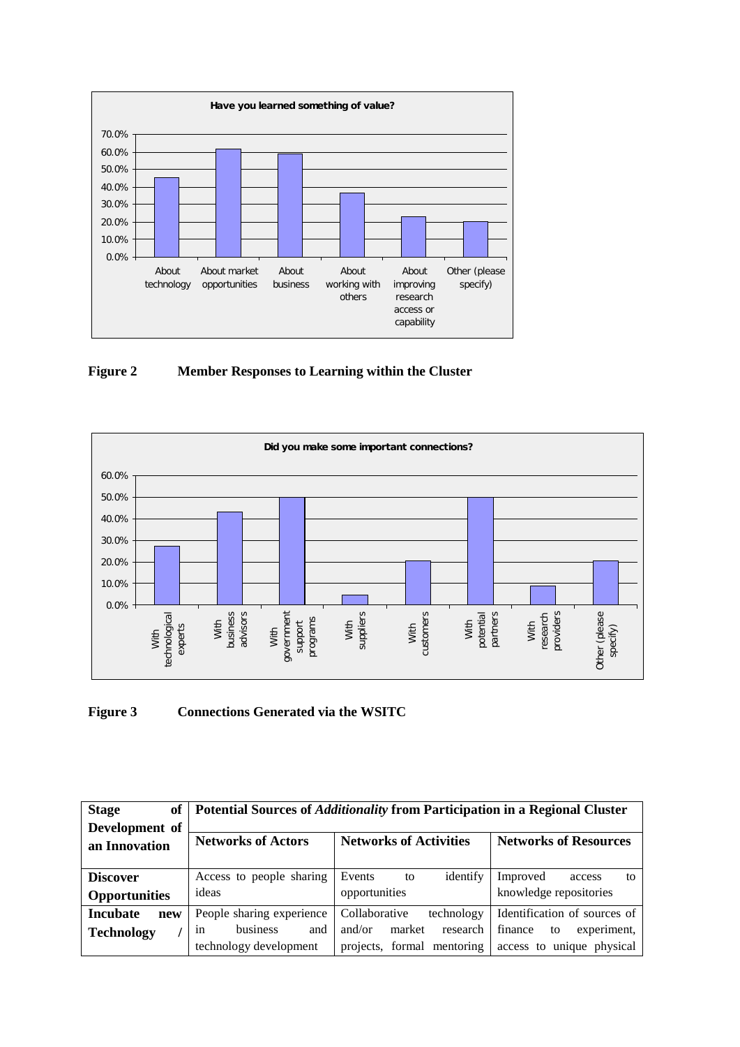**Figure 2 Member Responses to Learning within the Cluster**

**Figure 3 Connections Generated via the WSITC**

| **Stage of Development of an Innovation** | **Potential Sources of *Additionality* from Participation in a Regional Cluster** | | |
|---|---|---|---|
| | **Networks of Actors** | **Networks of Activities** | **Networks of Resources** |
| **Discover Opportunities** | Access to people sharing ideas | Events to identify opportunities | Improved access to knowledge repositories |
| **Incubate new Technology /** | People sharing experience in business and technology development | Collaborative technology and/or market research projects, formal mentoring | Identification of sources of finance to experiment, access to unique physical |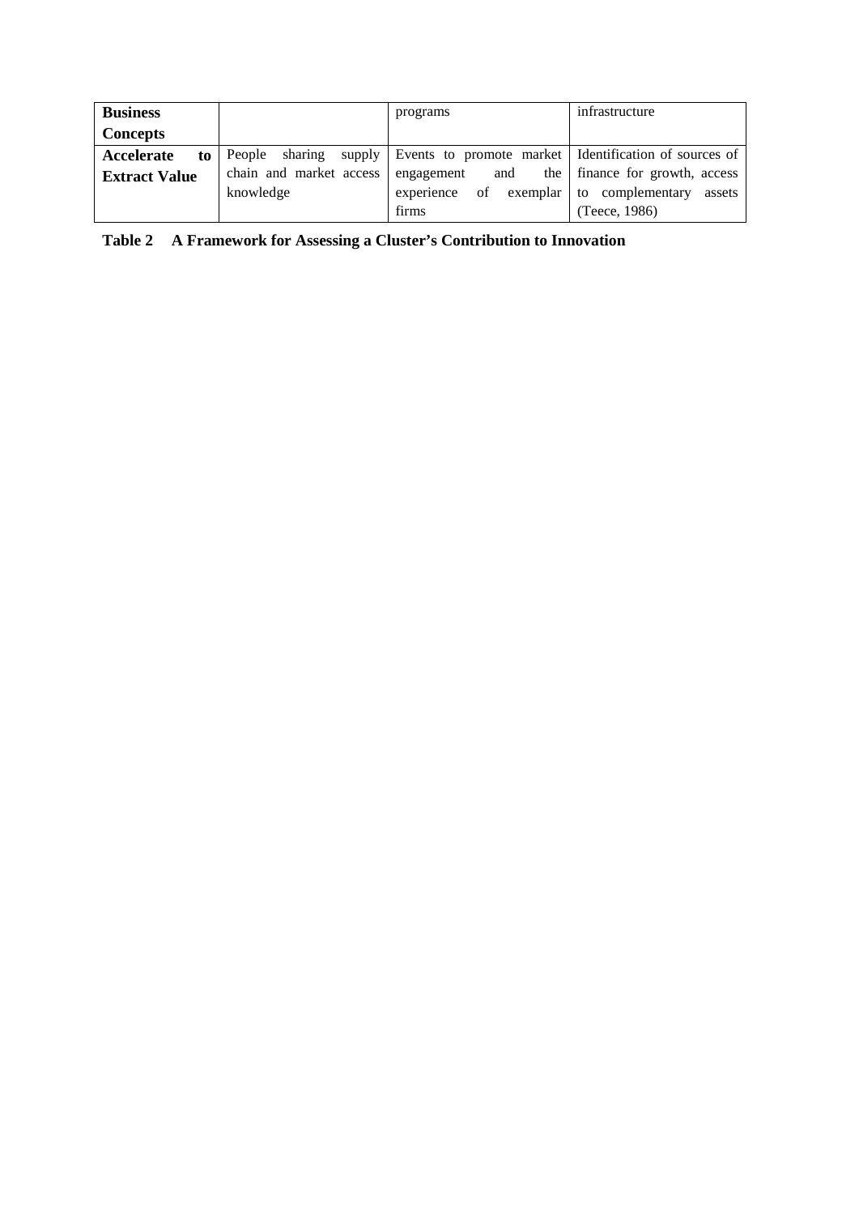| | | | |
|---|---|---|---|
| **Business Concepts** | | programs | infrastructure |
| **Accelerate to Extract Value** | People sharing supply chain and market access knowledge | Events to promote market engagement and the experience of exemplar firms | Identification of sources of finance for growth, access to complementary assets (Teece, 1986) |

**Table 2 A Framework for Assessing a Cluster's Contribution to Innovation**